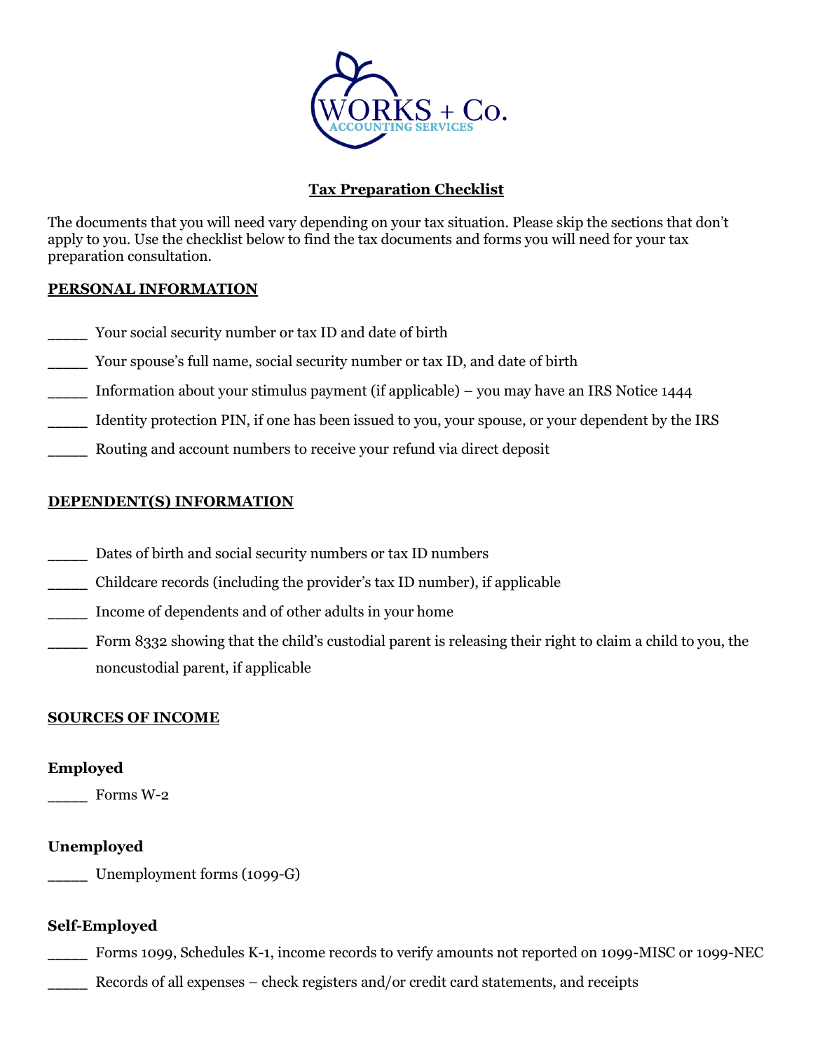WORKS + Co.
ACCOUNTING SERVICES

# Tax Preparation Checklist

The documents that you will need vary depending on your tax situation. Please skip the sections that don't apply to you. Use the checklist below to find the tax documents and forms you will need for your tax preparation consultation.

## PERSONAL INFORMATION

____ Your social security number or tax ID and date of birth

____ Your spouse's full name, social security number or tax ID, and date of birth

____ Information about your stimulus payment (if applicable) – you may have an IRS Notice 1444

____ Identity protection PIN, if one has been issued to you, your spouse, or your dependent by the IRS

____ Routing and account numbers to receive your refund via direct deposit

## DEPENDENT(S) INFORMATION

____ Dates of birth and social security numbers or tax ID numbers

____ Childcare records (including the provider's tax ID number), if applicable

____ Income of dependents and of other adults in your home

____ Form 8332 showing that the child's custodial parent is releasing their right to claim a child to you, the noncustodial parent, if applicable

## SOURCES OF INCOME

### Employed

____ Forms W-2

### Unemployed

____ Unemployment forms (1099-G)

### Self-Employed

____ Forms 1099, Schedules K-1, income records to verify amounts not reported on 1099-MISC or 1099-NEC

____ Records of all expenses – check registers and/or credit card statements, and receipts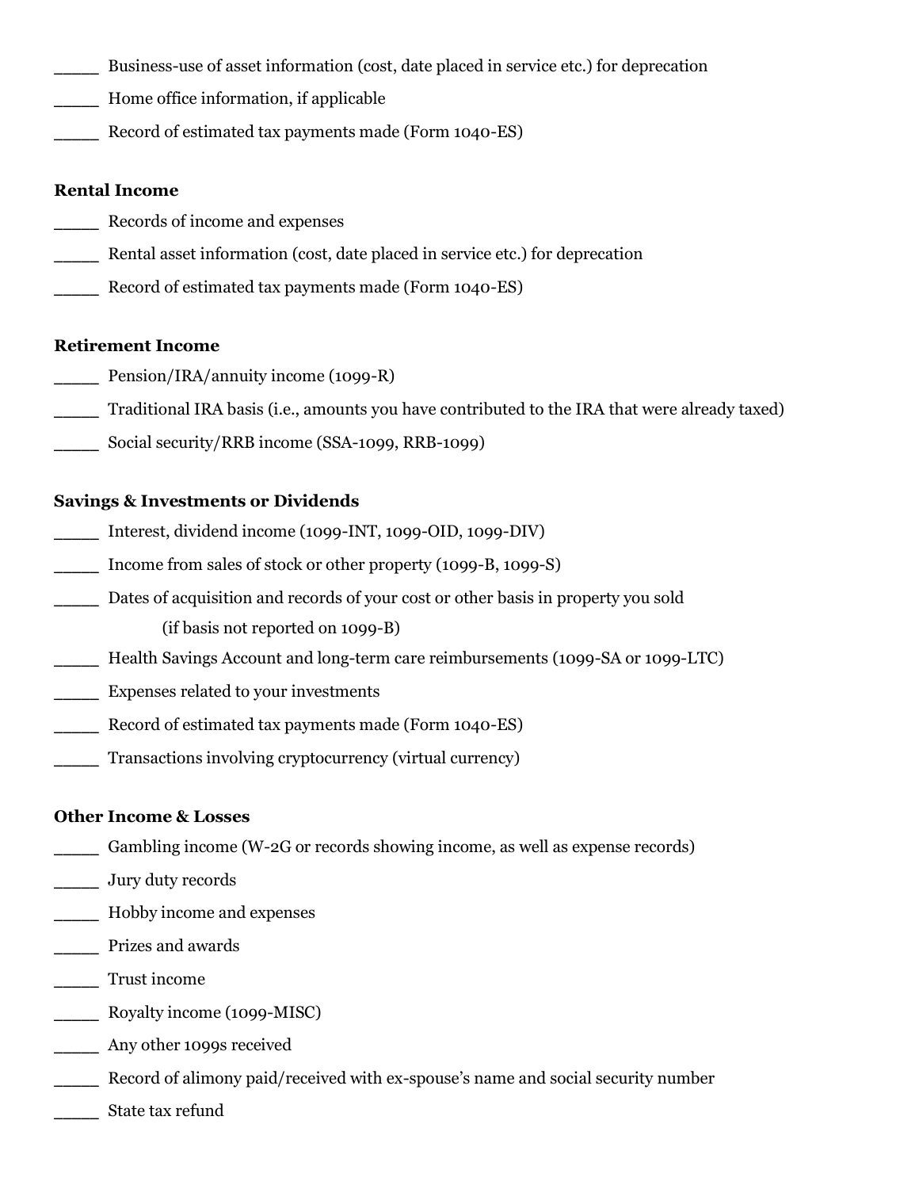_____ Business-use of asset information (cost, date placed in service etc.) for deprecation

_____ Home office information, if applicable

_____ Record of estimated tax payments made (Form 1040-ES)

**Rental Income**

_____ Records of income and expenses

_____ Rental asset information (cost, date placed in service etc.) for deprecation

_____ Record of estimated tax payments made (Form 1040-ES)

**Retirement Income**

_____ Pension/IRA/annuity income (1099-R)

_____ Traditional IRA basis (i.e., amounts you have contributed to the IRA that were already taxed)

_____ Social security/RRB income (SSA-1099, RRB-1099)

**Savings & Investments or Dividends**

_____ Interest, dividend income (1099-INT, 1099-OID, 1099-DIV)

_____ Income from sales of stock or other property (1099-B, 1099-S)

_____ Dates of acquisition and records of your cost or other basis in property you sold (if basis not reported on 1099-B)

_____ Health Savings Account and long-term care reimbursements (1099-SA or 1099-LTC)

_____ Expenses related to your investments

_____ Record of estimated tax payments made (Form 1040-ES)

_____ Transactions involving cryptocurrency (virtual currency)

**Other Income & Losses**

_____ Gambling income (W-2G or records showing income, as well as expense records)

_____ Jury duty records

_____ Hobby income and expenses

_____ Prizes and awards

_____ Trust income

_____ Royalty income (1099-MISC)

_____ Any other 1099s received

_____ Record of alimony paid/received with ex-spouse's name and social security number

_____ State tax refund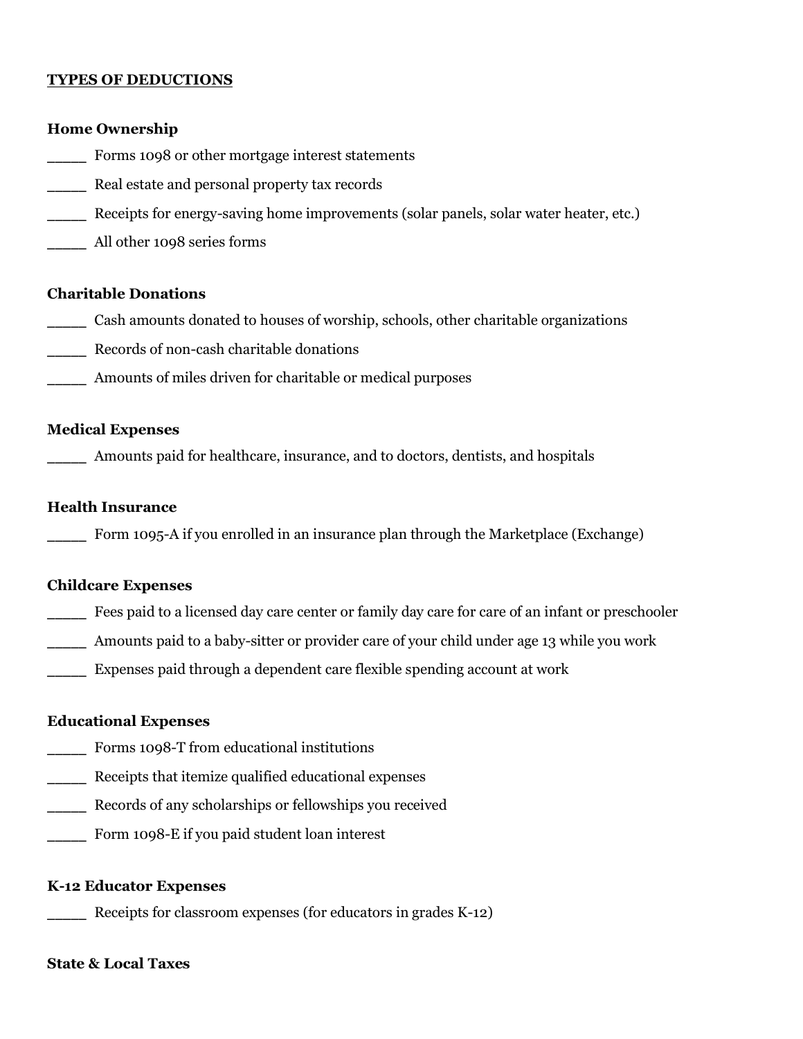**TYPES OF DEDUCTIONS**

**Home Ownership**

____ Forms 1098 or other mortgage interest statements

____ Real estate and personal property tax records

____ Receipts for energy-saving home improvements (solar panels, solar water heater, etc.)

____ All other 1098 series forms

**Charitable Donations**

____ Cash amounts donated to houses of worship, schools, other charitable organizations

____ Records of non-cash charitable donations

____ Amounts of miles driven for charitable or medical purposes

**Medical Expenses**

____ Amounts paid for healthcare, insurance, and to doctors, dentists, and hospitals

**Health Insurance**

____ Form 1095-A if you enrolled in an insurance plan through the Marketplace (Exchange)

**Childcare Expenses**

____ Fees paid to a licensed day care center or family day care for care of an infant or preschooler

____ Amounts paid to a baby-sitter or provider care of your child under age 13 while you work

____ Expenses paid through a dependent care flexible spending account at work

**Educational Expenses**

____ Forms 1098-T from educational institutions

____ Receipts that itemize qualified educational expenses

____ Records of any scholarships or fellowships you received

____ Form 1098-E if you paid student loan interest

**K-12 Educator Expenses**

____ Receipts for classroom expenses (for educators in grades K-12)

**State & Local Taxes**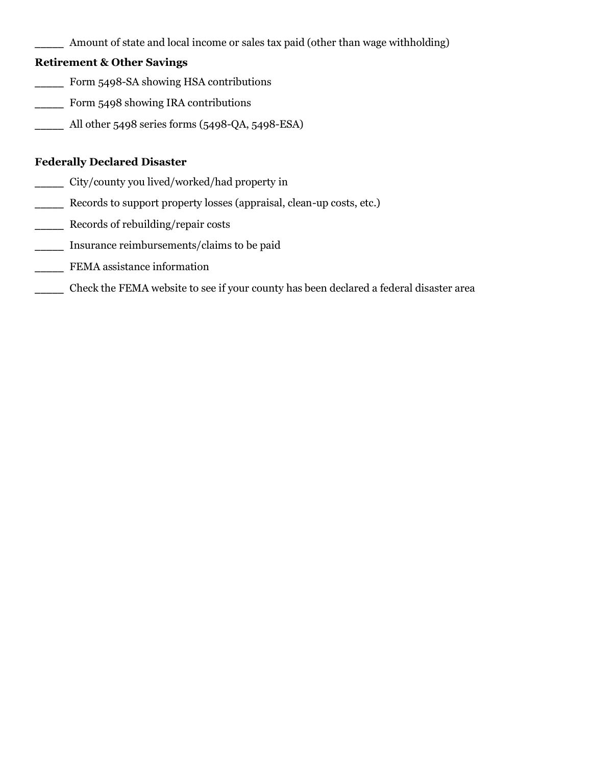____ Amount of state and local income or sales tax paid (other than wage withholding)

**Retirement & Other Savings**

____ Form 5498-SA showing HSA contributions

____ Form 5498 showing IRA contributions

____ All other 5498 series forms (5498-QA, 5498-ESA)

**Federally Declared Disaster**

____ City/county you lived/worked/had property in

____ Records to support property losses (appraisal, clean-up costs, etc.)

____ Records of rebuilding/repair costs

____ Insurance reimbursements/claims to be paid

____ FEMA assistance information

____ Check the FEMA website to see if your county has been declared a federal disaster area